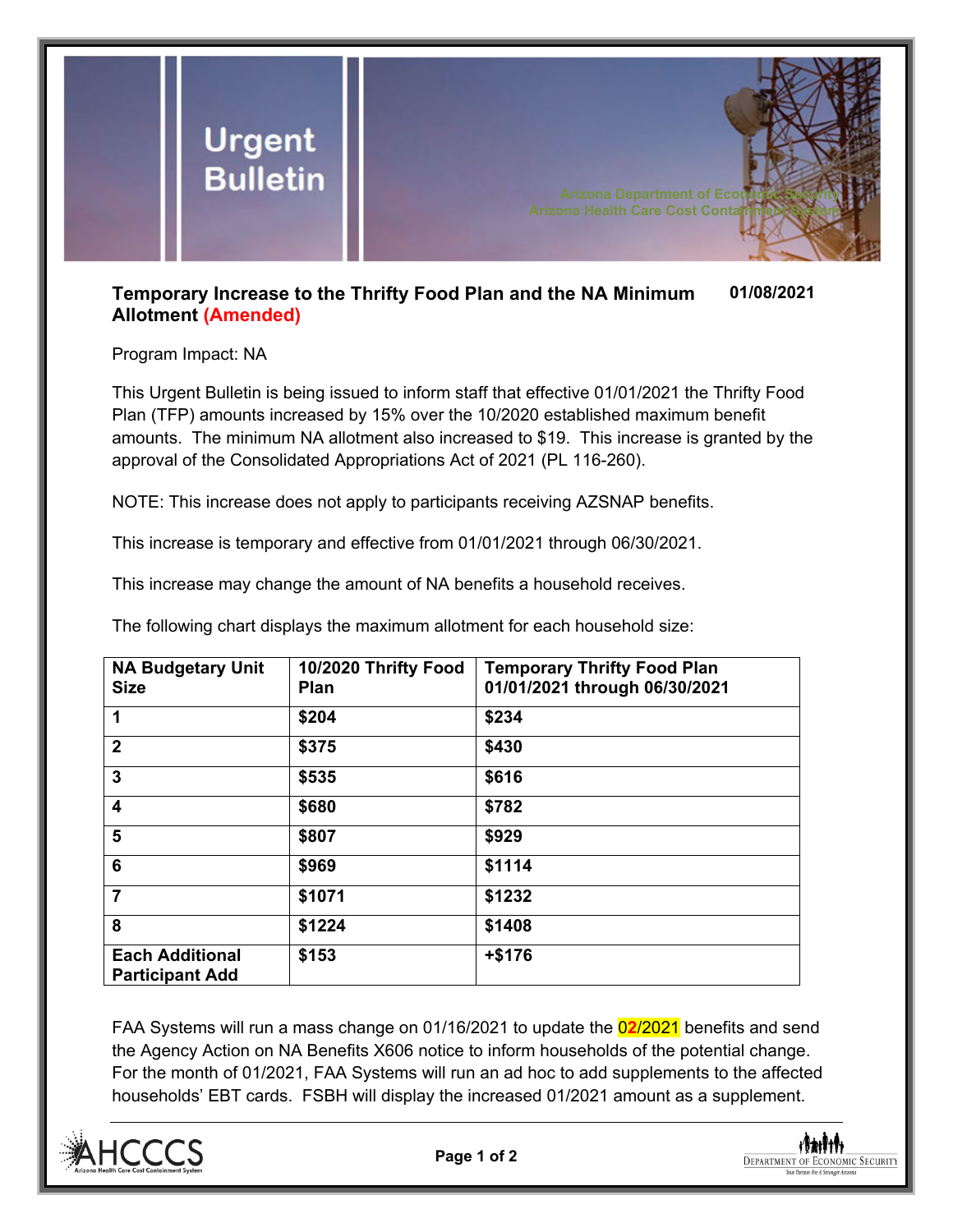# Urgent Bulletin

Arizona Department of Economic Security
Arizona Health Care Cost Containment System

**Temporary Increase to the Thrifty Food Plan and the NA Minimum Allotment (Amended)** **01/08/2021**

Program Impact: NA

This Urgent Bulletin is being issued to inform staff that effective 01/01/2021 the Thrifty Food Plan (TFP) amounts increased by 15% over the 10/2020 established maximum benefit amounts. The minimum NA allotment also increased to $19. This increase is granted by the approval of the Consolidated Appropriations Act of 2021 (PL 116-260).

NOTE: This increase does not apply to participants receiving AZSNAP benefits.

This increase is temporary and effective from 01/01/2021 through 06/30/2021.

This increase may change the amount of NA benefits a household receives.

The following chart displays the maximum allotment for each household size:

| NA Budgetary Unit Size | 10/2020 Thrifty Food Plan | Temporary Thrifty Food Plan 01/01/2021 through 06/30/2021 |
|---|---|---|
| 1 | $204 | $234 |
| 2 | $375 | $430 |
| 3 | $535 | $616 |
| 4 | $680 | $782 |
| 5 | $807 | $929 |
| 6 | $969 | $1114 |
| 7 | $1071 | $1232 |
| 8 | $1224 | $1408 |
| Each Additional Participant Add | $153 | +$176 |

FAA Systems will run a mass change on 01/16/2021 to update the 02/2021 benefits and send the Agency Action on NA Benefits X606 notice to inform households of the potential change. For the month of 01/2021, FAA Systems will run an ad hoc to add supplements to the affected households' EBT cards. FSBH will display the increased 01/2021 amount as a supplement.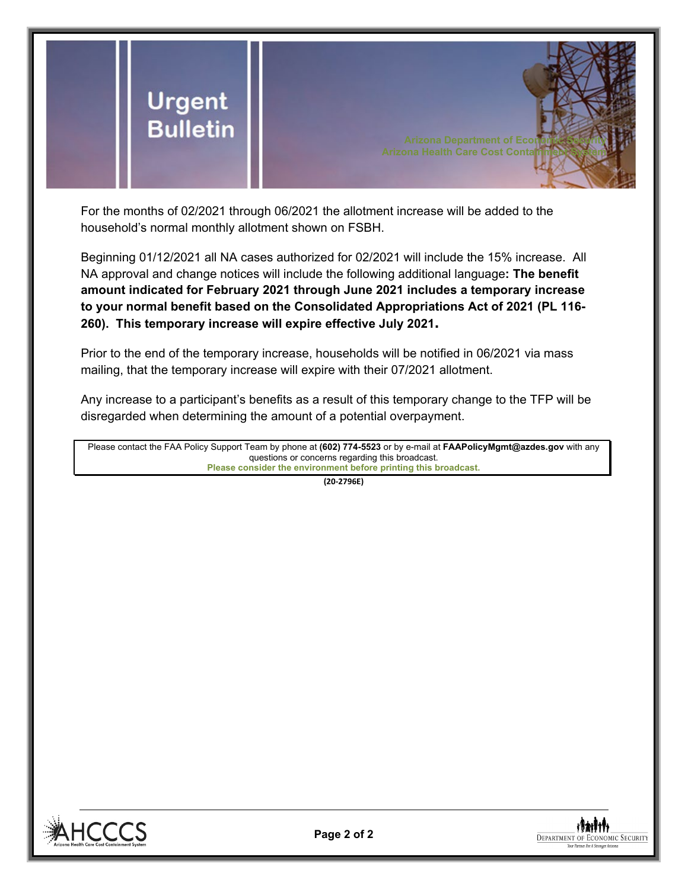# Urgent Bulletin

Arizona Department of Economic Security
Arizona Health Care Cost Containment System

For the months of 02/2021 through 06/2021 the allotment increase will be added to the household's normal monthly allotment shown on FSBH.

Beginning 01/12/2021 all NA cases authorized for 02/2021 will include the 15% increase. All NA approval and change notices will include the following additional language**: The benefit amount indicated for February 2021 through June 2021 includes a temporary increase to your normal benefit based on the Consolidated Appropriations Act of 2021 (PL 116-260). This temporary increase will expire effective July 2021.**

Prior to the end of the temporary increase, households will be notified in 06/2021 via mass mailing, that the temporary increase will expire with their 07/2021 allotment.

Any increase to a participant's benefits as a result of this temporary change to the TFP will be disregarded when determining the amount of a potential overpayment.

Please contact the FAA Policy Support Team by phone at **(602) 774-5523** or by e-mail at **FAAPolicyMgmt@azdes.gov** with any questions or concerns regarding this broadcast.
**Please consider the environment before printing this broadcast.**

**(20-2796E)**